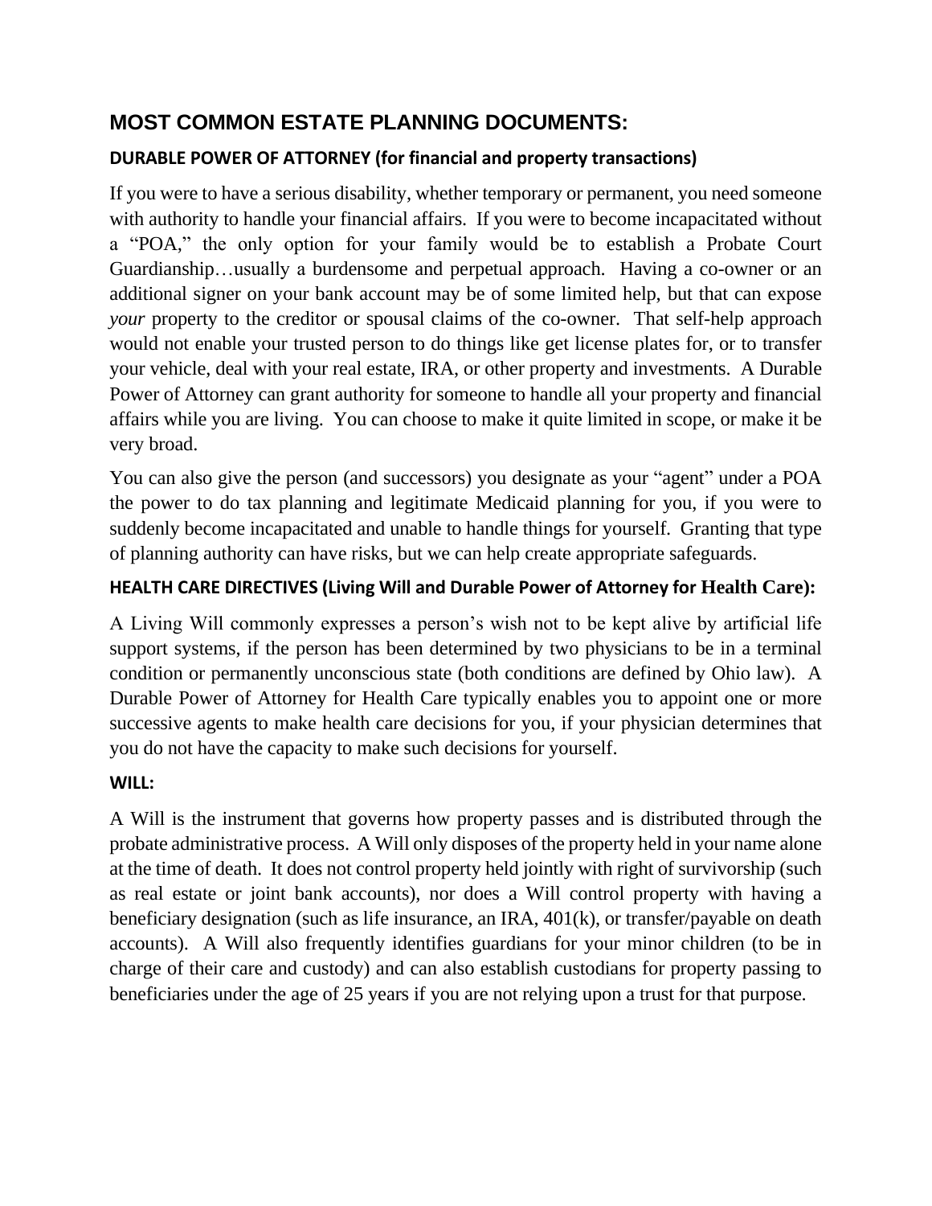## MOST COMMON ESTATE PLANNING DOCUMENTS:

### DURABLE POWER OF ATTORNEY (for financial and property transactions)

If you were to have a serious disability, whether temporary or permanent, you need someone with authority to handle your financial affairs. If you were to become incapacitated without a "POA," the only option for your family would be to establish a Probate Court Guardianship…usually a burdensome and perpetual approach. Having a co-owner or an additional signer on your bank account may be of some limited help, but that can expose *your* property to the creditor or spousal claims of the co-owner. That self-help approach would not enable your trusted person to do things like get license plates for, or to transfer your vehicle, deal with your real estate, IRA, or other property and investments. A Durable Power of Attorney can grant authority for someone to handle all your property and financial affairs while you are living. You can choose to make it quite limited in scope, or make it be very broad.

You can also give the person (and successors) you designate as your "agent" under a POA the power to do tax planning and legitimate Medicaid planning for you, if you were to suddenly become incapacitated and unable to handle things for yourself. Granting that type of planning authority can have risks, but we can help create appropriate safeguards.

### HEALTH CARE DIRECTIVES (Living Will and Durable Power of Attorney for Health Care):

A Living Will commonly expresses a person's wish not to be kept alive by artificial life support systems, if the person has been determined by two physicians to be in a terminal condition or permanently unconscious state (both conditions are defined by Ohio law). A Durable Power of Attorney for Health Care typically enables you to appoint one or more successive agents to make health care decisions for you, if your physician determines that you do not have the capacity to make such decisions for yourself.

### WILL:

A Will is the instrument that governs how property passes and is distributed through the probate administrative process. A Will only disposes of the property held in your name alone at the time of death. It does not control property held jointly with right of survivorship (such as real estate or joint bank accounts), nor does a Will control property with having a beneficiary designation (such as life insurance, an IRA, 401(k), or transfer/payable on death accounts). A Will also frequently identifies guardians for your minor children (to be in charge of their care and custody) and can also establish custodians for property passing to beneficiaries under the age of 25 years if you are not relying upon a trust for that purpose.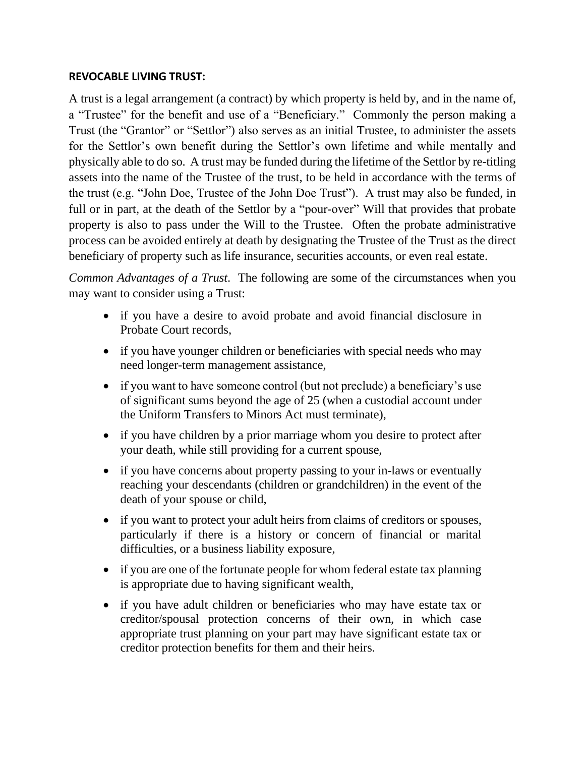**REVOCABLE LIVING TRUST:**

A trust is a legal arrangement (a contract) by which property is held by, and in the name of, a "Trustee" for the benefit and use of a "Beneficiary." Commonly the person making a Trust (the "Grantor" or "Settlor") also serves as an initial Trustee, to administer the assets for the Settlor's own benefit during the Settlor's own lifetime and while mentally and physically able to do so. A trust may be funded during the lifetime of the Settlor by re-titling assets into the name of the Trustee of the trust, to be held in accordance with the terms of the trust (e.g. "John Doe, Trustee of the John Doe Trust"). A trust may also be funded, in full or in part, at the death of the Settlor by a "pour-over" Will that provides that probate property is also to pass under the Will to the Trustee. Often the probate administrative process can be avoided entirely at death by designating the Trustee of the Trust as the direct beneficiary of property such as life insurance, securities accounts, or even real estate.

*Common Advantages of a Trust*. The following are some of the circumstances when you may want to consider using a Trust:

- if you have a desire to avoid probate and avoid financial disclosure in Probate Court records,
- if you have younger children or beneficiaries with special needs who may need longer-term management assistance,
- if you want to have someone control (but not preclude) a beneficiary's use of significant sums beyond the age of 25 (when a custodial account under the Uniform Transfers to Minors Act must terminate),
- if you have children by a prior marriage whom you desire to protect after your death, while still providing for a current spouse,
- if you have concerns about property passing to your in-laws or eventually reaching your descendants (children or grandchildren) in the event of the death of your spouse or child,
- if you want to protect your adult heirs from claims of creditors or spouses, particularly if there is a history or concern of financial or marital difficulties, or a business liability exposure,
- if you are one of the fortunate people for whom federal estate tax planning is appropriate due to having significant wealth,
- if you have adult children or beneficiaries who may have estate tax or creditor/spousal protection concerns of their own, in which case appropriate trust planning on your part may have significant estate tax or creditor protection benefits for them and their heirs.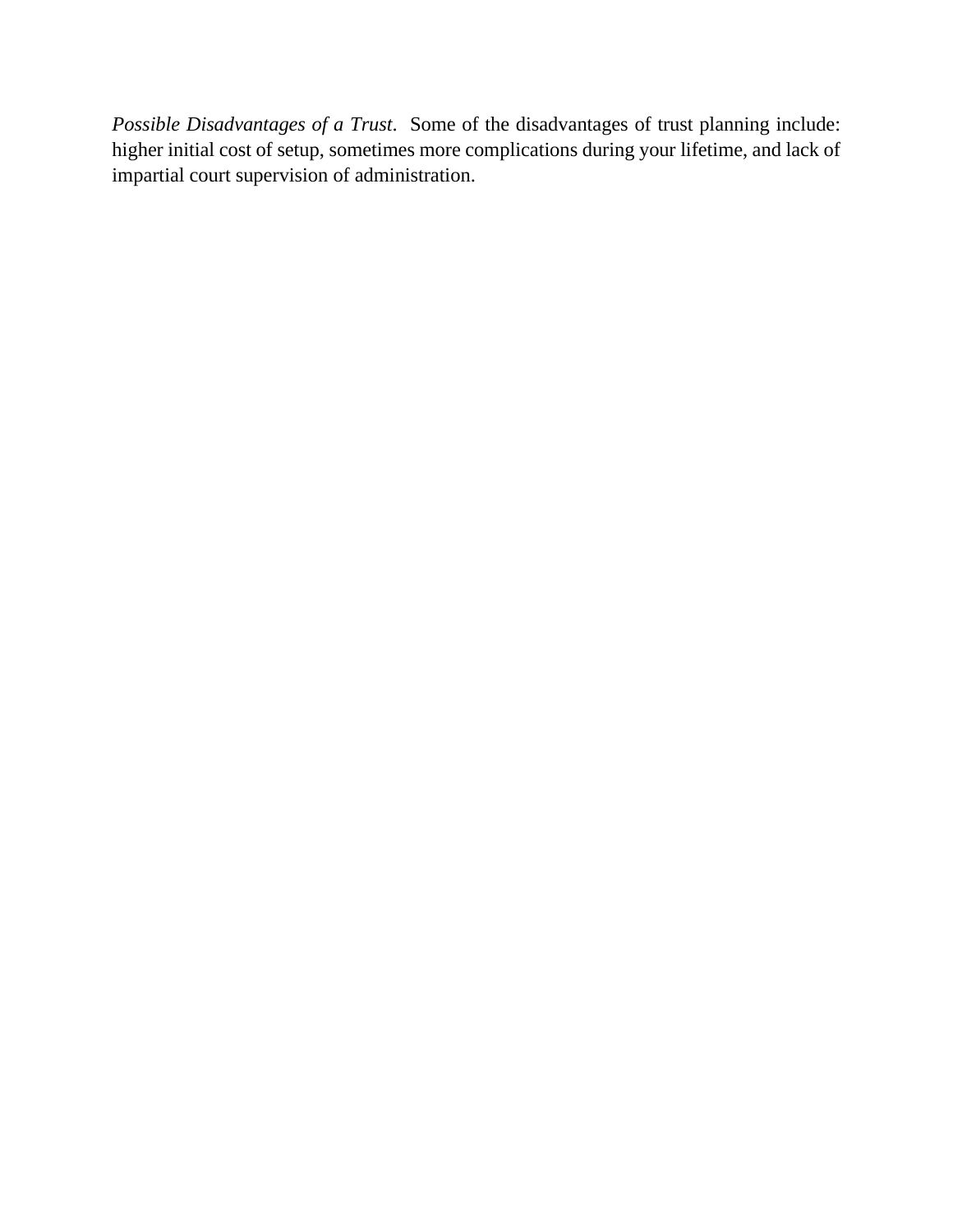*Possible Disadvantages of a Trust*. Some of the disadvantages of trust planning include: higher initial cost of setup, sometimes more complications during your lifetime, and lack of impartial court supervision of administration.